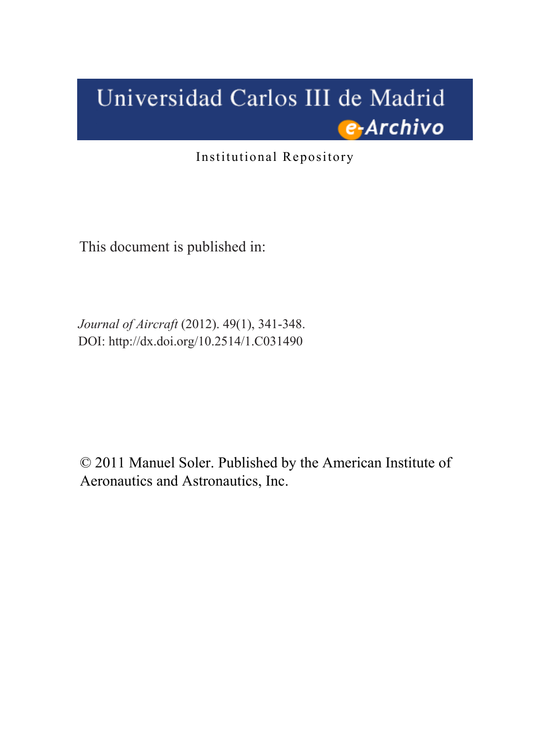Universidad Carlos III de Madrid

e-Archivo

Institutional Repository

This document is published in:

*Journal of Aircraft* (2012). 49(1), 341-348.
DOI: http://dx.doi.org/10.2514/1.C031490

© 2011 Manuel Soler. Published by the American Institute of Aeronautics and Astronautics, Inc.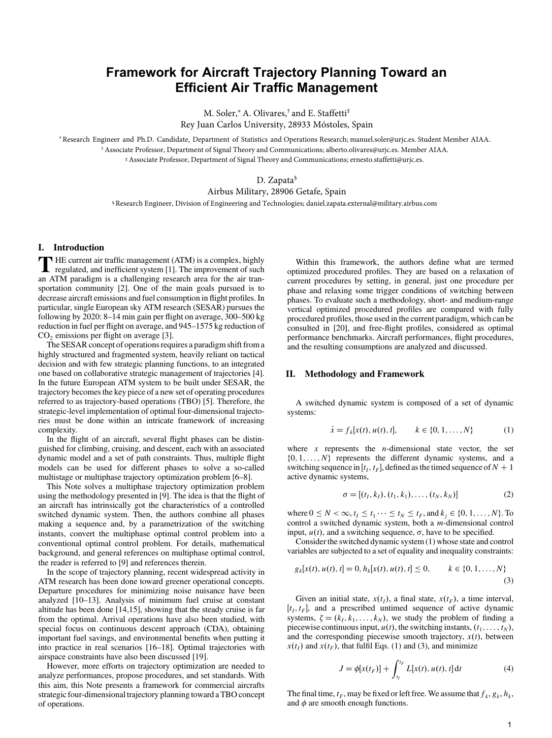# Framework for Aircraft Trajectory Planning Toward an Efficient Air Traffic Management

M. Soler,* A. Olivares,† and E. Staffetti‡
Rey Juan Carlos University, 28933 Móstoles, Spain

* Research Engineer and Ph.D. Candidate, Department of Statistics and Operations Research; manuel.soler@urjc.es. Student Member AIAA.
† Associate Professor, Department of Signal Theory and Communications; alberto.olivares@urjc.es. Member AIAA.
‡ Associate Professor, Department of Signal Theory and Communications; ernesto.staffetti@urjc.es.

D. Zapata§
Airbus Military, 28906 Getafe, Spain

§ Research Engineer, Division of Engineering and Technologies; daniel.zapata.external@military.airbus.com

## I. Introduction

THE current air traffic management (ATM) is a complex, highly regulated, and inefficient system [1]. The improvement of such an ATM paradigm is a challenging research area for the air transportation community [2]. One of the main goals pursued is to decrease aircraft emissions and fuel consumption in flight profiles. In particular, single European sky ATM research (SESAR) pursues the following by 2020: 8–14 min gain per flight on average, 300–500 kg reduction in fuel per flight on average, and 945–1575 kg reduction of $CO_2$ emissions per flight on average [3].

The SESAR concept of operations requires a paradigm shift from a highly structured and fragmented system, heavily reliant on tactical decision and with few strategic planning functions, to an integrated one based on collaborative strategic management of trajectories [4]. In the future European ATM system to be built under SESAR, the trajectory becomes the key piece of a new set of operating procedures referred to as trajectory-based operations (TBO) [5]. Therefore, the strategic-level implementation of optimal four-dimensional trajectories must be done within an intricate framework of increasing complexity.

In the flight of an aircraft, several flight phases can be distinguished for climbing, cruising, and descent, each with an associated dynamic model and a set of path constraints. Thus, multiple flight models can be used for different phases to solve a so-called multistage or multiphase trajectory optimization problem [6–8].

This Note solves a multiphase trajectory optimization problem using the methodology presented in [9]. The idea is that the flight of an aircraft has intrinsically got the characteristics of a controlled switched dynamic system. Then, the authors combine all phases making a sequence and, by a parametrization of the switching instants, convert the multiphase optimal control problem into a conventional optimal control problem. For details, mathematical background, and general references on multiphase optimal control, the reader is referred to [9] and references therein.

In the scope of trajectory planning, recent widespread activity in ATM research has been done toward greener operational concepts. Departure procedures for minimizing noise nuisance have been analyzed [10–13]. Analysis of minimum fuel cruise at constant altitude has been done [14,15], showing that the steady cruise is far from the optimal. Arrival operations have also been studied, with special focus on continuous descent approach (CDA), obtaining important fuel savings, and environmental benefits when putting it into practice in real scenarios [16–18]. Optimal trajectories with airspace constraints have also been discussed [19].

However, more efforts on trajectory optimization are needed to analyze performances, propose procedures, and set standards. With this aim, this Note presents a framework for commercial aircrafts strategic four-dimensional trajectory planning toward a TBO concept of operations.

Within this framework, the authors define what are termed optimized procedured profiles. They are based on a relaxation of current procedures by setting, in general, just one procedure per phase and relaxing some trigger conditions of switching between phases. To evaluate such a methodology, short- and medium-range vertical optimized procedured profiles are compared with fully procedured profiles, those used in the current paradigm, which can be consulted in [20], and free-flight profiles, considered as optimal performance benchmarks. Aircraft performances, flight procedures, and the resulting consumptions are analyzed and discussed.

## II. Methodology and Framework

A switched dynamic system is composed of a set of dynamic systems:

$$\dot{x} = f_k[x(t), u(t), t], \qquad k \in \{0, 1, \ldots, N\} \tag{1}$$

where $x$ represents the $n$-dimensional state vector, the set $\{0, 1, \ldots, N\}$ represents the different dynamic systems, and a switching sequence in $[t_I, t_F]$, defined as the timed sequence of $N + 1$ active dynamic systems,

$$\sigma = [(t_I, k_I), (t_1, k_1), \ldots, (t_N, k_N)] \tag{2}$$

where $0 \leq N < \infty$, $t_I \leq t_1 \cdots \leq t_N \leq t_F$, and $k_j \in \{0, 1, \ldots, N\}$. To control a switched dynamic system, both a $m$-dimensional control input, $u(t)$, and a switching sequence, $\sigma$, have to be specified.

Consider the switched dynamic system (1) whose state and control variables are subjected to a set of equality and inequality constraints:

$$g_k[x(t), u(t), t] = 0, h_k[x(t), u(t), t] \leq 0, \qquad k \in \{0, 1, \ldots, N\} \tag{3}$$

Given an initial state, $x(t_I)$, a final state, $x(t_F)$, a time interval, $[t_I, t_F]$, and a prescribed untimed sequence of active dynamic systems, $\zeta = (k_I, k_1, \ldots, k_N)$, we study the problem of finding a piecewise continuous input, $u(t)$, the switching instants, $(t_1, \ldots, t_N)$, and the corresponding piecewise smooth trajectory, $x(t)$, between $x(t_I)$ and $x(t_F)$, that fulfil Eqs. (1) and (3), and minimize

$$J = \phi[x(t_F)] + \int_{t_I}^{t_F} L[x(t), u(t), t]\, \mathrm{d}t \tag{4}$$

The final time, $t_F$, may be fixed or left free. We assume that $f_k$, $g_k$, $h_k$, and $\phi$ are smooth enough functions.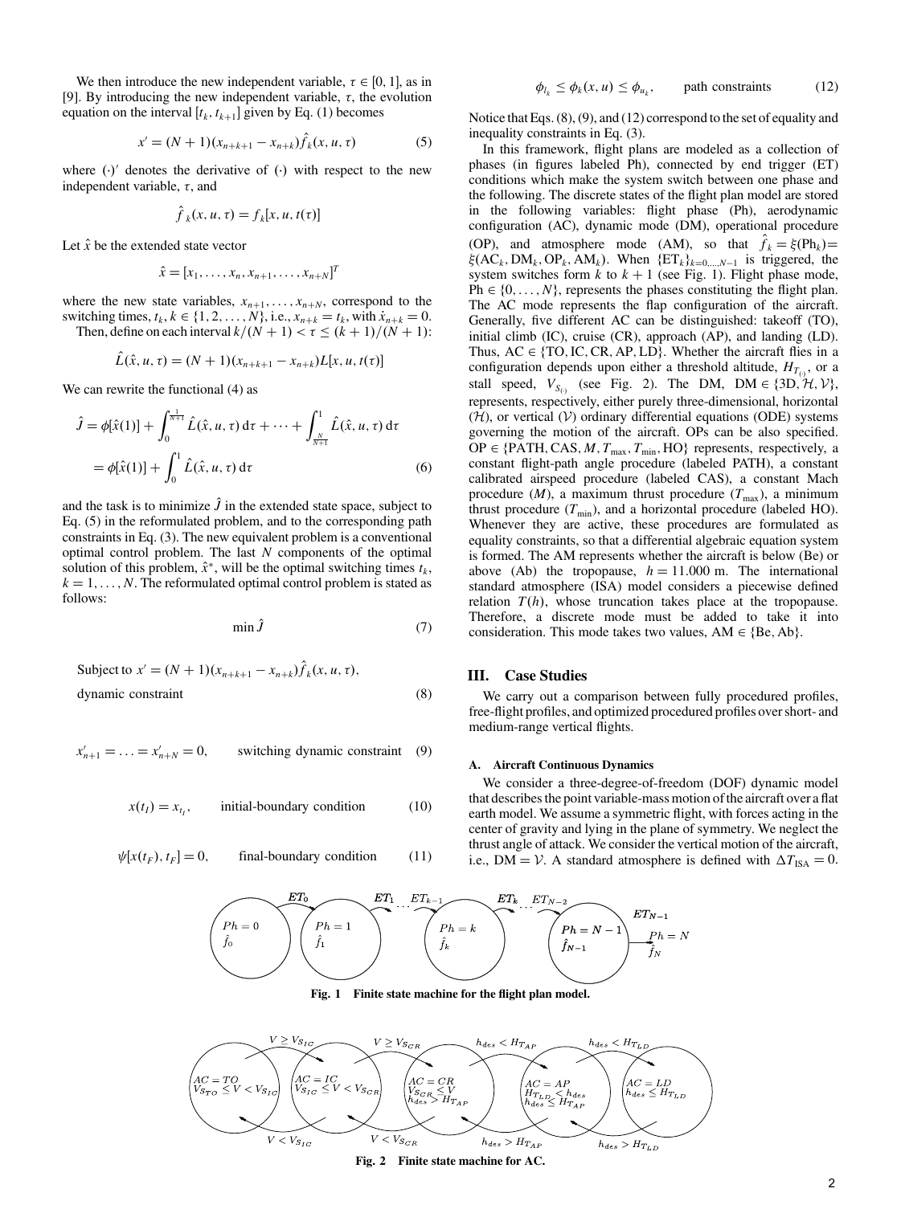We then introduce the new independent variable, $\tau \in [0, 1]$, as in [9]. By introducing the new independent variable, $\tau$, the evolution equation on the interval $[t_k, t_{k+1}]$ given by Eq. (1) becomes

$$x' = (N+1)(x_{n+k+1} - x_{n+k})\hat{f}_k(x, u, \tau) \tag{5}$$

where $(\cdot)'$ denotes the derivative of $(\cdot)$ with respect to the new independent variable, $\tau$, and

$$\hat{f}_k(x, u, \tau) = f_k[x, u, t(\tau)]$$

Let $\hat{x}$ be the extended state vector

$$\hat{x} = [x_1, \ldots, x_n, x_{n+1}, \ldots, x_{n+N}]^T$$

where the new state variables, $x_{n+1}, \ldots, x_{n+N}$, correspond to the switching times, $t_k, k \in \{1, 2, \ldots, N\}$, i.e., $x_{n+k} = t_k$, with $\dot{x}_{n+k} = 0$.

Then, define on each interval $k/(N+1) < \tau \leq (k+1)/(N+1)$:

$$\hat{L}(\hat{x}, u, \tau) = (N+1)(x_{n+k+1} - x_{n+k})L[x, u, t(\tau)]$$

We can rewrite the functional (4) as

$$\begin{aligned}\hat{J} &= \phi[\hat{x}(1)] + \int_0^{\frac{1}{N+1}} \hat{L}(\hat{x}, u, \tau)\,\mathrm{d}\tau + \cdots + \int_{\frac{N}{N+1}}^1 \hat{L}(\hat{x}, u, \tau)\,\mathrm{d}\tau \\ &= \phi[\hat{x}(1)] + \int_0^1 \hat{L}(\hat{x}, u, \tau)\,\mathrm{d}\tau\end{aligned} \tag{6}$$

and the task is to minimize $\hat{J}$ in the extended state space, subject to Eq. (5) in the reformulated problem, and to the corresponding path constraints in Eq. (3). The new equivalent problem is a conventional optimal control problem. The last $N$ components of the optimal solution of this problem, $\hat{x}^*$, will be the optimal switching times $t_k$, $k = 1, \ldots, N$. The reformulated optimal control problem is stated as follows:

$$\min \hat{J} \tag{7}$$

Subject to $x' = (N+1)(x_{n+k+1} - x_{n+k})\hat{f}_k(x, u, \tau)$,

dynamic constraint (8)

$$x'_{n+1} = \ldots = x'_{n+N} = 0, \qquad \text{switching dynamic constraint} \tag{9}$$

$$x(t_I) = x_{t_I}, \qquad \text{initial-boundary condition} \tag{10}$$

$$\psi[x(t_F), t_F] = 0, \qquad \text{final-boundary condition} \tag{11}$$

$$\phi_{l_k} \leq \phi_k(x, u) \leq \phi_{u_k}, \qquad \text{path constraints} \tag{12}$$

Notice that Eqs. (8), (9), and (12) correspond to the set of equality and inequality constraints in Eq. (3).

In this framework, flight plans are modeled as a collection of phases (in figures labeled Ph), connected by end trigger (ET) conditions which make the system switch between one phase and the following. The discrete states of the flight plan model are stored in the following variables: flight phase (Ph), aerodynamic configuration (AC), dynamic mode (DM), operational procedure (OP), and atmosphere mode (AM), so that $\hat{f}_k = \xi(\text{Ph}_k) = \xi(\text{AC}_k, \text{DM}_k, \text{OP}_k, \text{AM}_k)$. When $\{\text{ET}_k\}_{k=0,\ldots,N-1}$ is triggered, the system switches form $k$ to $k+1$ (see Fig. 1). Flight phase mode, $\text{Ph} \in \{0, \ldots, N\}$, represents the phases constituting the flight plan. The AC mode represents the flap configuration of the aircraft. Generally, five different AC can be distinguished: takeoff (TO), initial climb (IC), cruise (CR), approach (AP), and landing (LD). Thus, $\text{AC} \in \{\text{TO}, \text{IC}, \text{CR}, \text{AP}, \text{LD}\}$. Whether the aircraft flies in a configuration depends upon either a threshold altitude, $H_{T_{(\cdot)}}$, or a stall speed, $V_{S_{(\cdot)}}$ (see Fig. 2). The DM, $\text{DM} \in \{\text{3D}, \mathcal{H}, \mathcal{V}\}$, represents, respectively, either purely three-dimensional, horizontal ($\mathcal{H}$), or vertical ($\mathcal{V}$) ordinary differential equations (ODE) systems governing the motion of the aircraft. OPs can be also specified. $\text{OP} \in \{\text{PATH}, \text{CAS}, M, T_{\max}, T_{\min}, \text{HO}\}$ represents, respectively, a constant flight-path angle procedure (labeled PATH), a constant calibrated airspeed procedure (labeled CAS), a constant Mach procedure ($M$), a maximum thrust procedure ($T_{\max}$), a minimum thrust procedure ($T_{\min}$), and a horizontal procedure (labeled HO). Whenever they are active, these procedures are formulated as equality constraints, so that a differential algebraic equation system is formed. The AM represents whether the aircraft is below (Be) or above (Ab) the tropopause, $h = 11.000$ m. The international standard atmosphere (ISA) model considers a piecewise defined relation $T(h)$, whose truncation takes place at the tropopause. Therefore, a discrete mode must be added to take it into consideration. This mode takes two values, $\text{AM} \in \{\text{Be}, \text{Ab}\}$.

## III. Case Studies

We carry out a comparison between fully procedured profiles, free-flight profiles, and optimized procedured profiles over short- and medium-range vertical flights.

### A. Aircraft Continuous Dynamics

We consider a three-degree-of-freedom (DOF) dynamic model that describes the point variable-mass motion of the aircraft over a flat earth model. We assume a symmetric flight, with forces acting in the center of gravity and lying in the plane of symmetry. We neglect the thrust angle of attack. We consider the vertical motion of the aircraft, i.e., $\text{DM} = \mathcal{V}$. A standard atmosphere is defined with $\Delta T_{\text{ISA}} = 0$.

**Fig. 1 Finite state machine for the flight plan model.**

**Fig. 2 Finite state machine for AC.**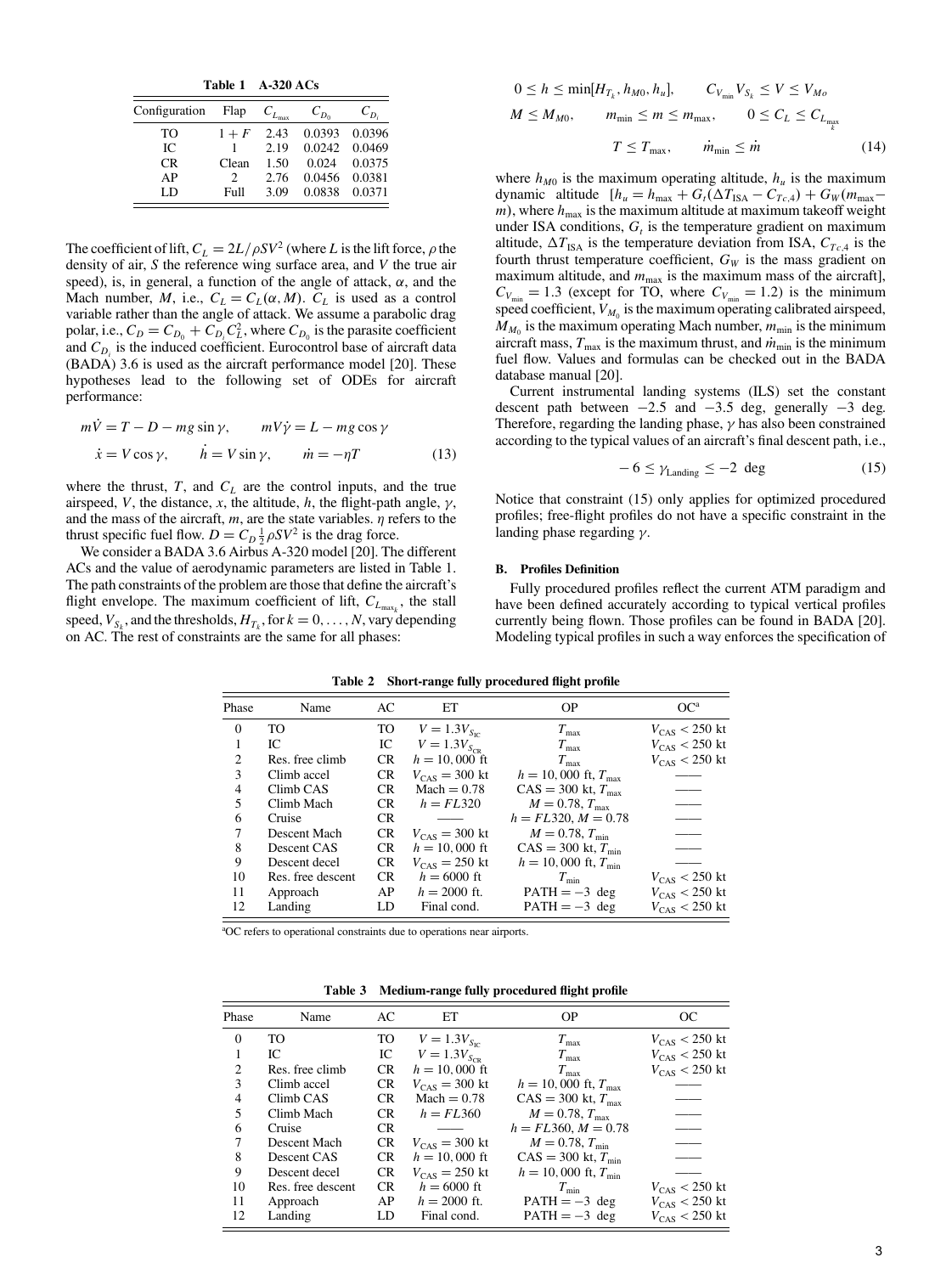**Table 1 A-320 ACs**

| Configuration | Flap | $C_{L_{\max}}$ | $C_{D_0}$ | $C_{D_i}$ |
|---|---|---|---|---|
| TO | $1 + F$ | 2.43 | 0.0393 | 0.0396 |
| IC | 1 | 2.19 | 0.0242 | 0.0469 |
| CR | Clean | 1.50 | 0.024 | 0.0375 |
| AP | 2 | 2.76 | 0.0456 | 0.0381 |
| LD | Full | 3.09 | 0.0838 | 0.0371 |

The coefficient of lift, $C_L = 2L/\rho S V^2$ (where $L$ is the lift force, $\rho$ the density of air, $S$ the reference wing surface area, and $V$ the true air speed), is, in general, a function of the angle of attack, $\alpha$, and the Mach number, $M$, i.e., $C_L = C_L(\alpha, M)$. $C_L$ is used as a control variable rather than the angle of attack. We assume a parabolic drag polar, i.e., $C_D = C_{D_0} + C_{D_i} C_L^2$, where $C_{D_0}$ is the parasite coefficient and $C_{D_i}$ is the induced coefficient. Eurocontrol base of aircraft data (BADA) 3.6 is used as the aircraft performance model [20]. These hypotheses lead to the following set of ODEs for aircraft performance:

$$
m\dot{V} = T - D - mg\sin\gamma, \qquad mV\dot{\gamma} = L - mg\cos\gamma
$$
$$
\dot{x} = V\cos\gamma, \qquad \dot{h} = V\sin\gamma, \qquad \dot{m} = -\eta T \tag{13}
$$

where the thrust, $T$, and $C_L$ are the control inputs, and the true airspeed, $V$, the distance, $x$, the altitude, $h$, the flight-path angle, $\gamma$, and the mass of the aircraft, $m$, are the state variables. $\eta$ refers to the thrust specific fuel flow. $D = C_D \frac{1}{2}\rho S V^2$ is the drag force.

We consider a BADA 3.6 Airbus A-320 model [20]. The different ACs and the value of aerodynamic parameters are listed in Table 1. The path constraints of the problem are those that define the aircraft's flight envelope. The maximum coefficient of lift, $C_{L_{\max_k}}$, the stall speed, $V_{S_k}$, and the thresholds, $H_{T_k}$, for $k = 0, \ldots, N$, vary depending on AC. The rest of constraints are the same for all phases:

$$
0 \le h \le \min[H_{T_k}, h_{M0}, h_u], \qquad C_{V_{\min}} V_{S_k} \le V \le V_{Mo}
$$
$$
M \le M_{M0}, \qquad m_{\min} \le m \le m_{\max}, \qquad 0 \le C_L \le C_{L_{\max_k}}
$$
$$
T \le T_{\max}, \qquad \dot{m}_{\min} \le \dot{m} \tag{14}
$$

where $h_{M0}$ is the maximum operating altitude, $h_u$ is the maximum dynamic altitude $[h_u = h_{\max} + G_t(\Delta T_{\text{ISA}} - C_{Tc,4}) + G_W(m_{\max} - m)$, where $h_{\max}$ is the maximum altitude at maximum takeoff weight under ISA conditions, $G_t$ is the temperature gradient on maximum altitude, $\Delta T_{\text{ISA}}$ is the temperature deviation from ISA, $C_{Tc,4}$ is the fourth thrust temperature coefficient, $G_W$ is the mass gradient on maximum altitude, and $m_{\max}$ is the maximum mass of the aircraft], $C_{V_{\min}} = 1.3$ (except for TO, where $C_{V_{\min}} = 1.2$) is the minimum speed coefficient, $V_{M_0}$ is the maximum operating calibrated airspeed, $M_{M_0}$ is the maximum operating Mach number, $m_{\min}$ is the minimum aircraft mass, $T_{\max}$ is the maximum thrust, and $\dot{m}_{\min}$ is the minimum fuel flow. Values and formulas can be checked out in the BADA database manual [20].

Current instrumental landing systems (ILS) set the constant descent path between $-2.5$ and $-3.5$ deg, generally $-3$ deg. Therefore, regarding the landing phase, $\gamma$ has also been constrained according to the typical values of an aircraft's final descent path, i.e.,

$$
-6 \le \gamma_{\text{Landing}} \le -2 \text{ deg} \tag{15}
$$

Notice that constraint (15) only applies for optimized procedured profiles; free-flight profiles do not have a specific constraint in the landing phase regarding $\gamma$.

### B. Profiles Definition

Fully procedured profiles reflect the current ATM paradigm and have been defined accurately according to typical vertical profiles currently being flown. Those profiles can be found in BADA [20]. Modeling typical profiles in such a way enforces the specification of

**Table 2 Short-range fully procedured flight profile**

| Phase | Name | AC | ET | OP | OC[a] |
|---|---|---|---|---|---|
| 0 | TO | TO | $V = 1.3V_{S_{\text{IC}}}$ | $T_{\max}$ | $V_{\text{CAS}} < 250$ kt |
| 1 | IC | IC | $V = 1.3V_{S_{\text{CR}}}$ | $T_{\max}$ | $V_{\text{CAS}} < 250$ kt |
| 2 | Res. free climb | CR | $h = 10,000$ ft | $T_{\max}$ | $V_{\text{CAS}} < 250$ kt |
| 3 | Climb accel | CR | $V_{\text{CAS}} = 300$ kt | $h = 10,000$ ft, $T_{\max}$ | —— |
| 4 | Climb CAS | CR | Mach = 0.78 | CAS = 300 kt, $T_{\max}$ | —— |
| 5 | Climb Mach | CR | $h = FL320$ | $M = 0.78$, $T_{\max}$ | —— |
| 6 | Cruise | CR | —— | $h = FL320$, $M = 0.78$ | —— |
| 7 | Descent Mach | CR | $V_{\text{CAS}} = 300$ kt | $M = 0.78$, $T_{\min}$ | —— |
| 8 | Descent CAS | CR | $h = 10,000$ ft | CAS = 300 kt, $T_{\min}$ | —— |
| 9 | Descent decel | CR | $V_{\text{CAS}} = 250$ kt | $h = 10,000$ ft, $T_{\min}$ | —— |
| 10 | Res. free descent | CR | $h = 6000$ ft | $T_{\min}$ | $V_{\text{CAS}} < 250$ kt |
| 11 | Approach | AP | $h = 2000$ ft. | PATH $= -3$ deg | $V_{\text{CAS}} < 250$ kt |
| 12 | Landing | LD | Final cond. | PATH $= -3$ deg | $V_{\text{CAS}} < 250$ kt |

[a]OC refers to operational constraints due to operations near airports.

**Table 3 Medium-range fully procedured flight profile**

| Phase | Name | AC | ET | OP | OC |
|---|---|---|---|---|---|
| 0 | TO | TO | $V = 1.3V_{S_{\text{IC}}}$ | $T_{\max}$ | $V_{\text{CAS}} < 250$ kt |
| 1 | IC | IC | $V = 1.3V_{S_{\text{CR}}}$ | $T_{\max}$ | $V_{\text{CAS}} < 250$ kt |
| 2 | Res. free climb | CR | $h = 10,000$ ft | $T_{\max}$ | $V_{\text{CAS}} < 250$ kt |
| 3 | Climb accel | CR | $V_{\text{CAS}} = 300$ kt | $h = 10,000$ ft, $T_{\max}$ | —— |
| 4 | Climb CAS | CR | Mach = 0.78 | CAS = 300 kt, $T_{\max}$ | —— |
| 5 | Climb Mach | CR | $h = FL360$ | $M = 0.78$, $T_{\max}$ | —— |
| 6 | Cruise | CR | —— | $h = FL360$, $M = 0.78$ | —— |
| 7 | Descent Mach | CR | $V_{\text{CAS}} = 300$ kt | $M = 0.78$, $T_{\min}$ | —— |
| 8 | Descent CAS | CR | $h = 10,000$ ft | CAS = 300 kt, $T_{\min}$ | —— |
| 9 | Descent decel | CR | $V_{\text{CAS}} = 250$ kt | $h = 10,000$ ft, $T_{\min}$ | —— |
| 10 | Res. free descent | CR | $h = 6000$ ft | $T_{\min}$ | $V_{\text{CAS}} < 250$ kt |
| 11 | Approach | AP | $h = 2000$ ft. | PATH $= -3$ deg | $V_{\text{CAS}} < 250$ kt |
| 12 | Landing | LD | Final cond. | PATH $= -3$ deg | $V_{\text{CAS}} < 250$ kt |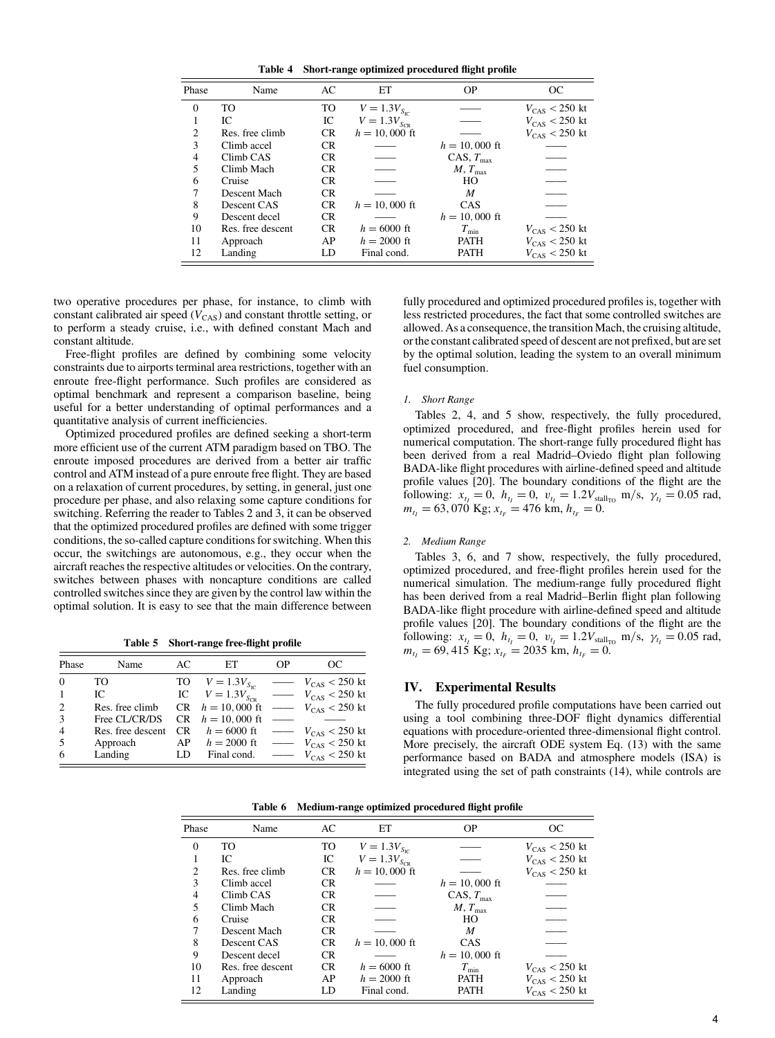**Table 4 Short-range optimized procedured flight profile**

| Phase | Name | AC | ET | OP | OC |
|---|---|---|---|---|---|
| 0 | TO | TO | $V = 1.3V_{S_{\mathrm{TC}}}$ | —— | $V_{\mathrm{CAS}} < 250$ kt |
| 1 | IC | IC | $V = 1.3V_{S_{\mathrm{CR}}}$ | —— | $V_{\mathrm{CAS}} < 250$ kt |
| 2 | Res. free climb | CR | $h = 10,000$ ft | —— | $V_{\mathrm{CAS}} < 250$ kt |
| 3 | Climb accel | CR | —— | $h = 10,000$ ft | —— |
| 4 | Climb CAS | CR | —— | CAS, $T_{\max}$ | —— |
| 5 | Climb Mach | CR | —— | $M$, $T_{\max}$ | —— |
| 6 | Cruise | CR | —— | HO | —— |
| 7 | Descent Mach | CR | —— | $M$ | —— |
| 8 | Descent CAS | CR | $h = 10,000$ ft | CAS | —— |
| 9 | Descent decel | CR | —— | $h = 10,000$ ft | —— |
| 10 | Res. free descent | CR | $h = 6000$ ft | $T_{\min}$ | $V_{\mathrm{CAS}} < 250$ kt |
| 11 | Approach | AP | $h = 2000$ ft | PATH | $V_{\mathrm{CAS}} < 250$ kt |
| 12 | Landing | LD | Final cond. | PATH | $V_{\mathrm{CAS}} < 250$ kt |

two operative procedures per phase, for instance, to climb with constant calibrated air speed ($V_{\mathrm{CAS}}$) and constant throttle setting, or to perform a steady cruise, i.e., with defined constant Mach and constant altitude.

Free-flight profiles are defined by combining some velocity constraints due to airports terminal area restrictions, together with an enroute free-flight performance. Such profiles are considered as optimal benchmark and represent a comparison baseline, being useful for a better understanding of optimal performances and a quantitative analysis of current inefficiencies.

Optimized procedured profiles are defined seeking a short-term more efficient use of the current ATM paradigm based on TBO. The enroute imposed procedures are derived from a better air traffic control and ATM instead of a pure enroute free flight. They are based on a relaxation of current procedures, by setting, in general, just one procedure per phase, and also relaxing some capture conditions for switching. Referring the reader to Tables 2 and 3, it can be observed that the optimized procedured profiles are defined with some trigger conditions, the so-called capture conditions for switching. When this occur, the switchings are autonomous, e.g., they occur when the aircraft reaches the respective altitudes or velocities. On the contrary, switches between phases with noncapture conditions are called controlled switches since they are given by the control law within the optimal solution. It is easy to see that the main difference between fully procedured and optimized procedured profiles is, together with less restricted procedures, the fact that some controlled switches are allowed. As a consequence, the transition Mach, the cruising altitude, or the constant calibrated speed of descent are not prefixed, but are set by the optimal solution, leading the system to an overall minimum fuel consumption.

**Table 5 Short-range free-flight profile**

| Phase | Name | AC | ET | OP | OC |
|---|---|---|---|---|---|
| 0 | TO | TO | $V = 1.3V_{S_{\mathrm{TC}}}$ | —— | $V_{\mathrm{CAS}} < 250$ kt |
| 1 | IC | IC | $V = 1.3V_{S_{\mathrm{CR}}}$ | —— | $V_{\mathrm{CAS}} < 250$ kt |
| 2 | Res. free climb | CR | $h = 10,000$ ft | —— | $V_{\mathrm{CAS}} < 250$ kt |
| 3 | Free CL/CR/DS | CR | $h = 10,000$ ft | —— | —— |
| 4 | Res. free descent | CR | $h = 6000$ ft | —— | $V_{\mathrm{CAS}} < 250$ kt |
| 5 | Approach | AP | $h = 2000$ ft | —— | $V_{\mathrm{CAS}} < 250$ kt |
| 6 | Landing | LD | Final cond. | —— | $V_{\mathrm{CAS}} < 250$ kt |

*1. Short Range*

Tables 2, 4, and 5 show, respectively, the fully procedured, optimized procedured, and free-flight profiles herein used for numerical computation. The short-range fully procedured flight has been derived from a real Madrid–Oviedo flight plan following BADA-like flight procedures with airline-defined speed and altitude profile values [20]. The boundary conditions of the flight are the following: $x_{t_I} = 0$, $h_{t_I} = 0$, $v_{t_I} = 1.2V_{\mathrm{stall_{TO}}}$ m/s, $\gamma_{t_I} = 0.05$ rad, $m_{t_I} = 63,070$ Kg; $x_{t_F} = 476$ km, $h_{t_F} = 0$.

*2. Medium Range*

Tables 3, 6, and 7 show, respectively, the fully procedured, optimized procedured, and free-flight profiles herein used for the numerical simulation. The medium-range fully procedured flight has been derived from a real Madrid–Berlin flight plan following BADA-like flight procedure with airline-defined speed and altitude profile values [20]. The boundary conditions of the flight are the following: $x_{t_I} = 0$, $h_{t_I} = 0$, $v_{t_I} = 1.2V_{\mathrm{stall_{TO}}}$ m/s, $\gamma_{t_I} = 0.05$ rad, $m_{t_I} = 69,415$ Kg; $x_{t_F} = 2035$ km, $h_{t_F} = 0$.

## IV. Experimental Results

The fully procedured profile computations have been carried out using a tool combining three-DOF flight dynamics differential equations with procedure-oriented three-dimensional flight control. More precisely, the aircraft ODE system Eq. (13) with the same performance based on BADA and atmosphere models (ISA) is integrated using the set of path constraints (14), while controls are

**Table 6 Medium-range optimized procedured flight profile**

| Phase | Name | AC | ET | OP | OC |
|---|---|---|---|---|---|
| 0 | TO | TO | $V = 1.3V_{S_{\mathrm{TC}}}$ | —— | $V_{\mathrm{CAS}} < 250$ kt |
| 1 | IC | IC | $V = 1.3V_{S_{\mathrm{CR}}}$ | —— | $V_{\mathrm{CAS}} < 250$ kt |
| 2 | Res. free climb | CR | $h = 10,000$ ft | —— | $V_{\mathrm{CAS}} < 250$ kt |
| 3 | Climb accel | CR | —— | $h = 10,000$ ft | —— |
| 4 | Climb CAS | CR | —— | CAS, $T_{\max}$ | —— |
| 5 | Climb Mach | CR | —— | $M$, $T_{\max}$ | —— |
| 6 | Cruise | CR | —— | HO | —— |
| 7 | Descent Mach | CR | —— | $M$ | —— |
| 8 | Descent CAS | CR | $h = 10,000$ ft | CAS | —— |
| 9 | Descent decel | CR | —— | $h = 10,000$ ft | —— |
| 10 | Res. free descent | CR | $h = 6000$ ft | $T_{\min}$ | $V_{\mathrm{CAS}} < 250$ kt |
| 11 | Approach | AP | $h = 2000$ ft | PATH | $V_{\mathrm{CAS}} < 250$ kt |
| 12 | Landing | LD | Final cond. | PATH | $V_{\mathrm{CAS}} < 250$ kt |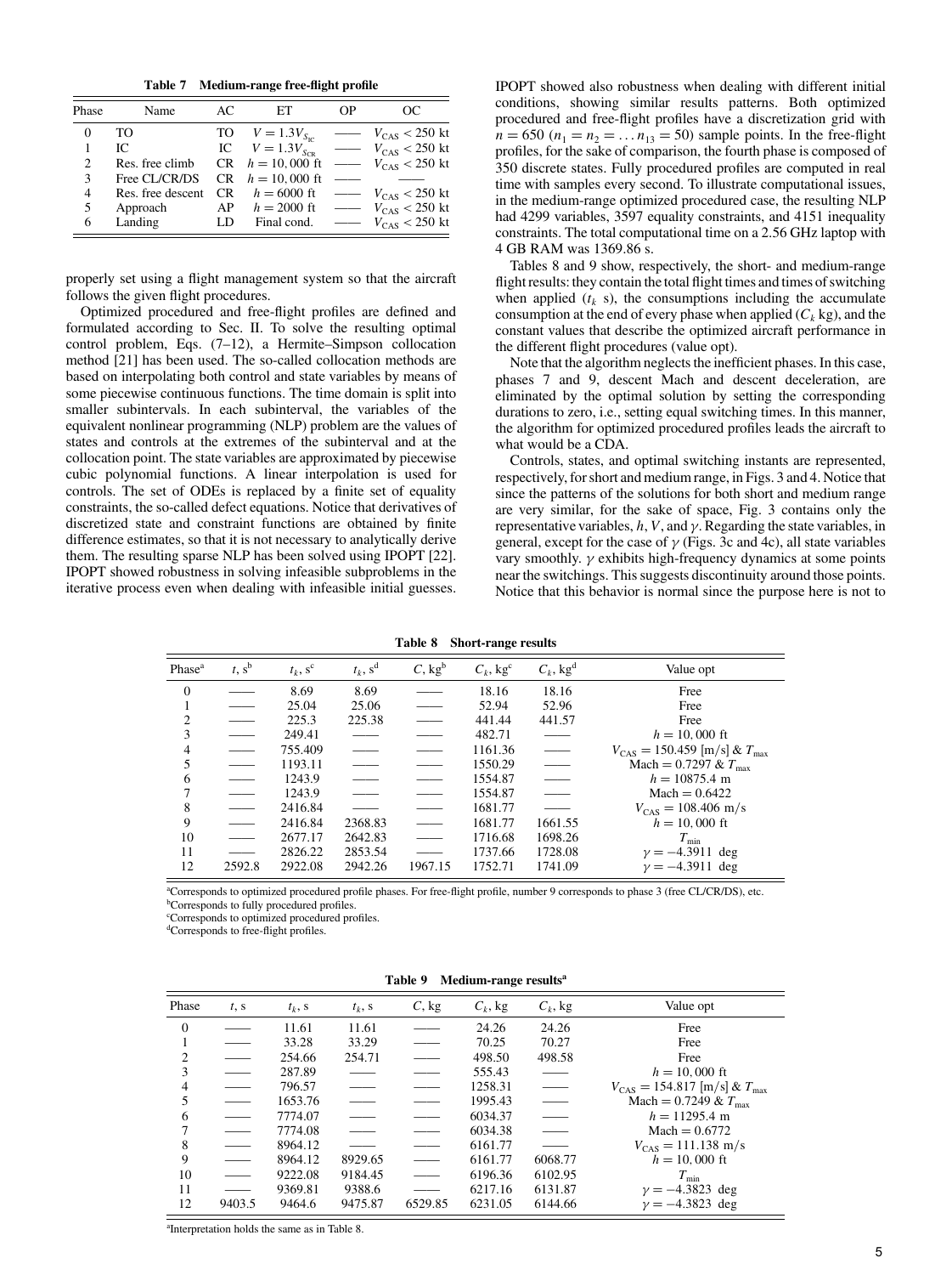**Table 7 Medium-range free-flight profile**

| Phase | Name | AC | ET | OP | OC |
|---|---|---|---|---|---|
| 0 | TO | TO | $V = 1.3V_{S_{TC}}$ | —— | $V_{CAS} < 250$ kt |
| 1 | IC | IC | $V = 1.3V_{S_{CR}}$ | —— | $V_{CAS} < 250$ kt |
| 2 | Res. free climb | CR | $h = 10,000$ ft | —— | $V_{CAS} < 250$ kt |
| 3 | Free CL/CR/DS | CR | $h = 10,000$ ft | —— | —— |
| 4 | Res. free descent | CR | $h = 6000$ ft | —— | $V_{CAS} < 250$ kt |
| 5 | Approach | AP | $h = 2000$ ft | —— | $V_{CAS} < 250$ kt |
| 6 | Landing | LD | Final cond. | —— | $V_{CAS} < 250$ kt |

properly set using a flight management system so that the aircraft follows the given flight procedures.

Optimized procedured and free-flight profiles are defined and formulated according to Sec. II. To solve the resulting optimal control problem, Eqs. (7–12), a Hermite–Simpson collocation method [21] has been used. The so-called collocation methods are based on interpolating both control and state variables by means of some piecewise continuous functions. The time domain is split into smaller subintervals. In each subinterval, the variables of the equivalent nonlinear programming (NLP) problem are the values of states and controls at the extremes of the subinterval and at the collocation point. The state variables are approximated by piecewise cubic polynomial functions. A linear interpolation is used for controls. The set of ODEs is replaced by a finite set of equality constraints, the so-called defect equations. Notice that derivatives of discretized state and constraint functions are obtained by finite difference estimates, so that it is not necessary to analytically derive them. The resulting sparse NLP has been solved using IPOPT [22]. IPOPT showed robustness in solving infeasible subproblems in the iterative process even when dealing with infeasible initial guesses.

IPOPT showed also robustness when dealing with different initial conditions, showing similar results patterns. Both optimized procedured and free-flight profiles have a discretization grid with $n = 650$ ($n_1 = n_2 = \ldots n_{13} = 50$) sample points. In the free-flight profiles, for the sake of comparison, the fourth phase is composed of 350 discrete states. Fully procedured profiles are computed in real time with samples every second. To illustrate computational issues, in the medium-range optimized procedured case, the resulting NLP had 4299 variables, 3597 equality constraints, and 4151 inequality constraints. The total computational time on a 2.56 GHz laptop with 4 GB RAM was 1369.86 s.

Tables 8 and 9 show, respectively, the short- and medium-range flight results: they contain the total flight times and times of switching when applied ($t_k$ s), the consumptions including the accumulate consumption at the end of every phase when applied ($C_k$ kg), and the constant values that describe the optimized aircraft performance in the different flight procedures (value opt).

Note that the algorithm neglects the inefficient phases. In this case, phases 7 and 9, descent Mach and descent deceleration, are eliminated by the optimal solution by setting the corresponding durations to zero, i.e., setting equal switching times. In this manner, the algorithm for optimized procedured profiles leads the aircraft to what would be a CDA.

Controls, states, and optimal switching instants are represented, respectively, for short and medium range, in Figs. 3 and 4. Notice that since the patterns of the solutions for both short and medium range are very similar, for the sake of space, Fig. 3 contains only the representative variables, $h$, $V$, and $\gamma$. Regarding the state variables, in general, except for the case of $\gamma$ (Figs. 3c and 4c), all state variables vary smoothly. $\gamma$ exhibits high-frequency dynamics at some points near the switchings. This suggests discontinuity around those points. Notice that this behavior is normal since the purpose here is not to

**Table 8 Short-range results**

| Phase[a] | $t$, s[b] | $t_k$, s[c] | $t_k$, s[d] | $C$, kg[b] | $C_k$, kg[c] | $C_k$, kg[d] | Value opt |
|---|---|---|---|---|---|---|---|
| 0 | —— | 8.69 | 8.69 | —— | 18.16 | 18.16 | Free |
| 1 | —— | 25.04 | 25.06 | —— | 52.94 | 52.96 | Free |
| 2 | —— | 225.3 | 225.38 | —— | 441.44 | 441.57 | Free |
| 3 | —— | 249.41 | —— | —— | 482.71 | —— | $h = 10,000$ ft |
| 4 | —— | 755.409 | —— | —— | 1161.36 | —— | $V_{CAS} = 150.459$ [m/s] & $T_{max}$ |
| 5 | —— | 1193.11 | —— | —— | 1550.29 | —— | Mach $= 0.7297$ & $T_{max}$ |
| 6 | —— | 1243.9 | —— | —— | 1554.87 | —— | $h = 10875.4$ m |
| 7 | —— | 1243.9 | —— | —— | 1554.87 | —— | Mach $= 0.6422$ |
| 8 | —— | 2416.84 | —— | —— | 1681.77 | —— | $V_{CAS} = 108.406$ m/s |
| 9 | —— | 2416.84 | 2368.83 | —— | 1681.77 | 1661.55 | $h = 10,000$ ft |
| 10 | —— | 2677.17 | 2642.83 | —— | 1716.68 | 1698.26 | $T_{min}$ |
| 11 | —— | 2826.22 | 2853.54 | —— | 1737.66 | 1728.08 | $\gamma = -4.3911$ deg |
| 12 | 2592.8 | 2922.08 | 2942.26 | 1967.15 | 1752.71 | 1741.09 | $\gamma = -4.3911$ deg |

[a]Corresponds to optimized procedured profile phases. For free-flight profile, number 9 corresponds to phase 3 (free CL/CR/DS), etc.
[b]Corresponds to fully procedured profiles.
[c]Corresponds to optimized procedured profiles.
[d]Corresponds to free-flight profiles.

**Table 9 Medium-range results[a]**

| Phase | $t$, s | $t_k$, s | $t_k$, s | $C$, kg | $C_k$, kg | $C_k$, kg | Value opt |
|---|---|---|---|---|---|---|---|
| 0 | —— | 11.61 | 11.61 | —— | 24.26 | 24.26 | Free |
| 1 | —— | 33.28 | 33.29 | —— | 70.25 | 70.27 | Free |
| 2 | —— | 254.66 | 254.71 | —— | 498.50 | 498.58 | Free |
| 3 | —— | 287.89 | —— | —— | 555.43 | —— | $h = 10,000$ ft |
| 4 | —— | 796.57 | —— | —— | 1258.31 | —— | $V_{CAS} = 154.817$ [m/s] & $T_{max}$ |
| 5 | —— | 1653.76 | —— | —— | 1995.43 | —— | Mach $= 0.7249$ & $T_{max}$ |
| 6 | —— | 7774.07 | —— | —— | 6034.37 | —— | $h = 11295.4$ m |
| 7 | —— | 7774.08 | —— | —— | 6034.38 | —— | Mach $= 0.6772$ |
| 8 | —— | 8964.12 | —— | —— | 6161.77 | —— | $V_{CAS} = 111.138$ m/s |
| 9 | —— | 8964.12 | 8929.65 | —— | 6161.77 | 6068.77 | $h = 10,000$ ft |
| 10 | —— | 9222.08 | 9184.45 | —— | 6196.36 | 6102.95 | $T_{min}$ |
| 11 | —— | 9369.81 | 9388.6 | —— | 6217.16 | 6131.87 | $\gamma = -4.3823$ deg |
| 12 | 9403.5 | 9464.6 | 9475.87 | 6529.85 | 6231.05 | 6144.66 | $\gamma = -4.3823$ deg |

[a]Interpretation holds the same as in Table 8.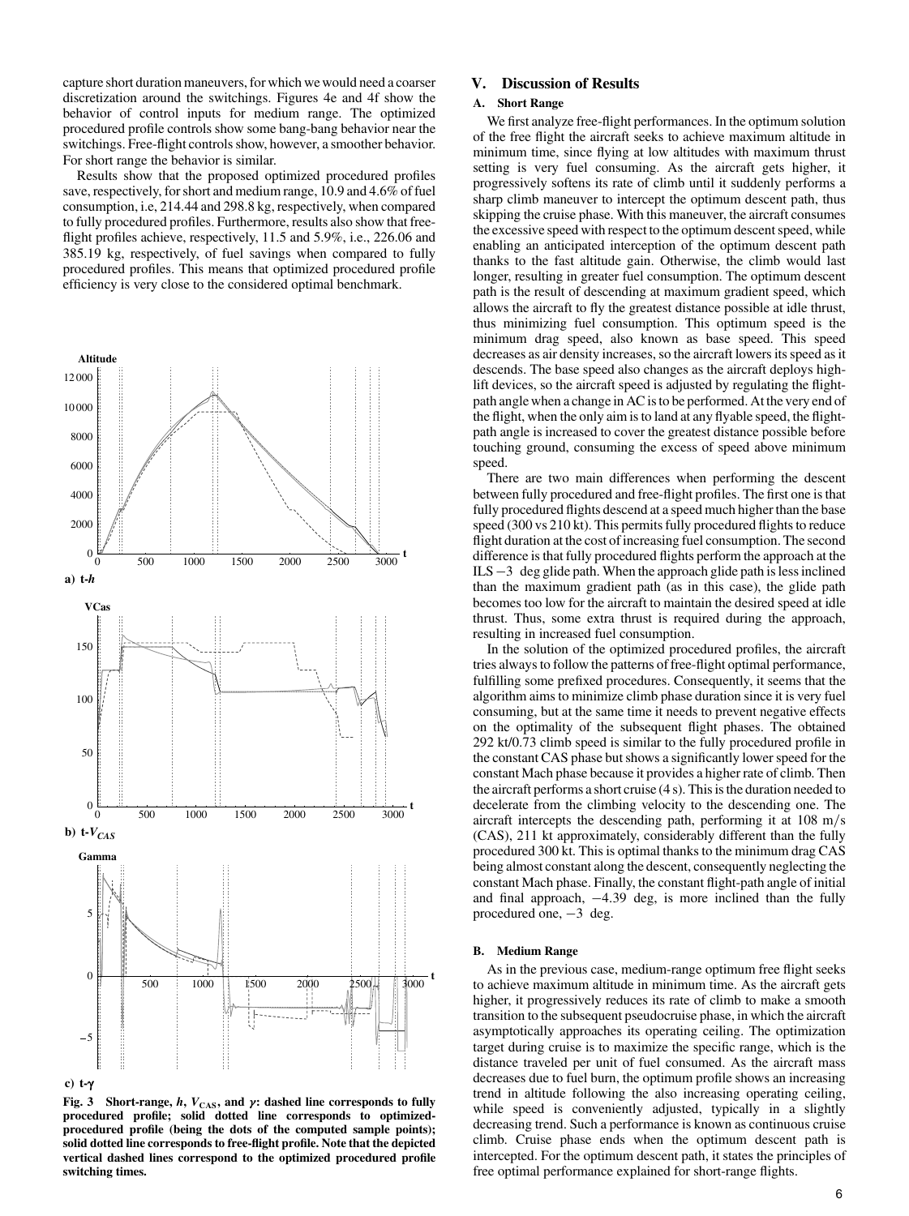capture short duration maneuvers, for which we would need a coarser discretization around the switchings. Figures 4e and 4f show the behavior of control inputs for medium range. The optimized procedured profile controls show some bang-bang behavior near the switchings. Free-flight controls show, however, a smoother behavior. For short range the behavior is similar.

Results show that the proposed optimized procedured profiles save, respectively, for short and medium range, 10.9 and 4.6% of fuel consumption, i.e, 214.44 and 298.8 kg, respectively, when compared to fully procedured profiles. Furthermore, results also show that free-flight profiles achieve, respectively, 11.5 and 5.9%, i.e., 226.06 and 385.19 kg, respectively, of fuel savings when compared to fully procedured profiles. This means that optimized procedured profile efficiency is very close to the considered optimal benchmark.

**Fig. 3 Short-range, $h$, $V_{CAS}$, and $\gamma$: dashed line corresponds to fully procedured profile; solid dotted line corresponds to optimized-procedured profile (being the dots of the computed sample points); solid dotted line corresponds to free-flight profile. Note that the depicted vertical dashed lines correspond to the optimized procedured profile switching times.**

## V. Discussion of Results

### A. Short Range

We first analyze free-flight performances. In the optimum solution of the free flight the aircraft seeks to achieve maximum altitude in minimum time, since flying at low altitudes with maximum thrust setting is very fuel consuming. As the aircraft gets higher, it progressively softens its rate of climb until it suddenly performs a sharp climb maneuver to intercept the optimum descent path, thus skipping the cruise phase. With this maneuver, the aircraft consumes the excessive speed with respect to the optimum descent speed, while enabling an anticipated interception of the optimum descent path thanks to the fast altitude gain. Otherwise, the climb would last longer, resulting in greater fuel consumption. The optimum descent path is the result of descending at maximum gradient speed, which allows the aircraft to fly the greatest distance possible at idle thrust, thus minimizing fuel consumption. This optimum speed is the minimum drag speed, also known as base speed. This speed decreases as air density increases, so the aircraft lowers its speed as it descends. The base speed also changes as the aircraft deploys high-lift devices, so the aircraft speed is adjusted by regulating the flight-path angle when a change in AC is to be performed. At the very end of the flight, when the only aim is to land at any flyable speed, the flight-path angle is increased to cover the greatest distance possible before touching ground, consuming the excess of speed above minimum speed.

There are two main differences when performing the descent between fully procedured and free-flight profiles. The first one is that fully procedured flights descend at a speed much higher than the base speed (300 vs 210 kt). This permits fully procedured flights to reduce flight duration at the cost of increasing fuel consumption. The second difference is that fully procedured flights perform the approach at the ILS $-3$ deg glide path. When the approach glide path is less inclined than the maximum gradient path (as in this case), the glide path becomes too low for the aircraft to maintain the desired speed at idle thrust. Thus, some extra thrust is required during the approach, resulting in increased fuel consumption.

In the solution of the optimized procedured profiles, the aircraft tries always to follow the patterns of free-flight optimal performance, fulfilling some prefixed procedures. Consequently, it seems that the algorithm aims to minimize climb phase duration since it is very fuel consuming, but at the same time it needs to prevent negative effects on the optimality of the subsequent flight phases. The obtained 292 kt/0.73 climb speed is similar to the fully procedured profile in the constant CAS phase but shows a significantly lower speed for the constant Mach phase because it provides a higher rate of climb. Then the aircraft performs a short cruise (4 s). This is the duration needed to decelerate from the climbing velocity to the descending one. The aircraft intercepts the descending path, performing it at 108 m/s (CAS), 211 kt approximately, considerably different than the fully procedured 300 kt. This is optimal thanks to the minimum drag CAS being almost constant along the descent, consequently neglecting the constant Mach phase. Finally, the constant flight-path angle of initial and final approach, $-4.39$ deg, is more inclined than the fully procedured one, $-3$ deg.

### B. Medium Range

As in the previous case, medium-range optimum free flight seeks to achieve maximum altitude in minimum time. As the aircraft gets higher, it progressively reduces its rate of climb to make a smooth transition to the subsequent pseudocruise phase, in which the aircraft asymptotically approaches its operating ceiling. The optimization target during cruise is to maximize the specific range, which is the distance traveled per unit of fuel consumed. As the aircraft mass decreases due to fuel burn, the optimum profile shows an increasing trend in altitude following the also increasing operating ceiling, while speed is conveniently adjusted, typically in a slightly decreasing trend. Such a performance is known as continuous cruise climb. Cruise phase ends when the optimum descent path is intercepted. For the optimum descent path, it states the principles of free optimal performance explained for short-range flights.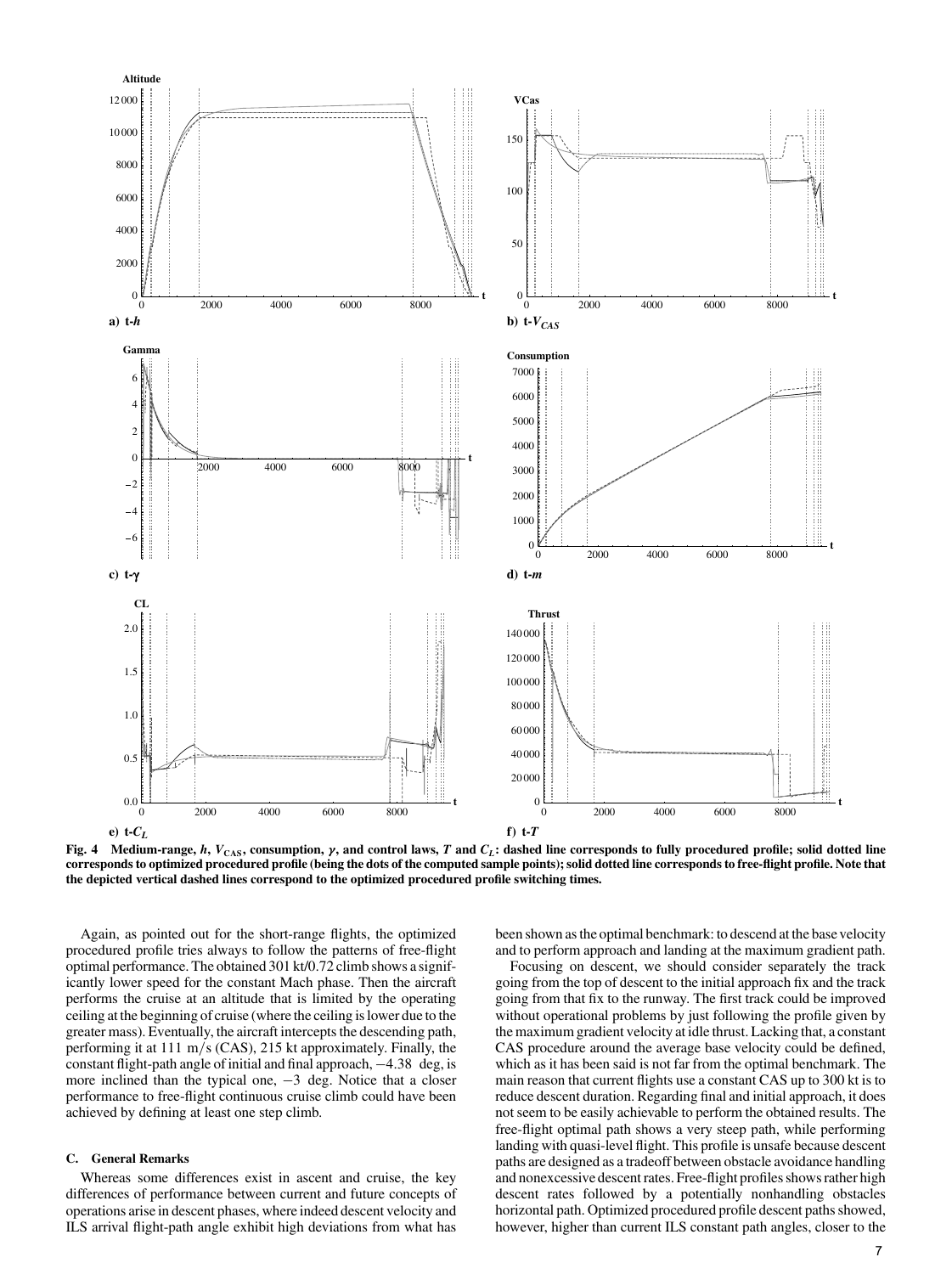Altitude

12000

10000

8000

6000

4000

2000

0

0 2000 4000 6000 8000 t

a) t-$h$

VCas

150

100

50

0

0 2000 4000 6000 8000 t

b) t-$V_{CAS}$

Gamma

6

4

2

0

2000 4000 6000 8000 t

−2

−4

−6

c) t-$\gamma$

Consumption

7000

6000

5000

4000

3000

2000

1000

0

0 2000 4000 6000 8000 t

d) t-$m$

CL

2.0

1.5

1.0

0.5

0.0

0 2000 4000 6000 8000 t

e) t-$C_L$

Thrust

140000

120000

100000

80000

60000

40000

20000

0

0 2000 4000 6000 8000 t

f) t-$T$

**Fig. 4 Medium-range, $h$, $V_{CAS}$, consumption, $\gamma$, and control laws, $T$ and $C_L$: dashed line corresponds to fully procedured profile; solid dotted line corresponds to optimized procedured profile (being the dots of the computed sample points); solid dotted line corresponds to free-flight profile. Note that the depicted vertical dashed lines correspond to the optimized procedured profile switching times.**

Again, as pointed out for the short-range flights, the optimized procedured profile tries always to follow the patterns of free-flight optimal performance. The obtained 301 kt/0.72 climb shows a significantly lower speed for the constant Mach phase. Then the aircraft performs the cruise at an altitude that is limited by the operating ceiling at the beginning of cruise (where the ceiling is lower due to the greater mass). Eventually, the aircraft intercepts the descending path, performing it at 111 m/s (CAS), 215 kt approximately. Finally, the constant flight-path angle of initial and final approach, −4.38 deg, is more inclined than the typical one, −3 deg. Notice that a closer performance to free-flight continuous cruise climb could have been achieved by defining at least one step climb.

### C. General Remarks

Whereas some differences exist in ascent and cruise, the key differences of performance between current and future concepts of operations arise in descent phases, where indeed descent velocity and ILS arrival flight-path angle exhibit high deviations from what has been shown as the optimal benchmark: to descend at the base velocity and to perform approach and landing at the maximum gradient path.

Focusing on descent, we should consider separately the track going from the top of descent to the initial approach fix and the track going from that fix to the runway. The first track could be improved without operational problems by just following the profile given by the maximum gradient velocity at idle thrust. Lacking that, a constant CAS procedure around the average base velocity could be defined, which as it has been said is not far from the optimal benchmark. The main reason that current flights use a constant CAS up to 300 kt is to reduce descent duration. Regarding final and initial approach, it does not seem to be easily achievable to perform the obtained results. The free-flight optimal path shows a very steep path, while performing landing with quasi-level flight. This profile is unsafe because descent paths are designed as a tradeoff between obstacle avoidance handling and nonexcessive descent rates. Free-flight profiles shows rather high descent rates followed by a potentially nonhandling obstacles horizontal path. Optimized procedured profile descent paths showed, however, higher than current ILS constant path angles, closer to the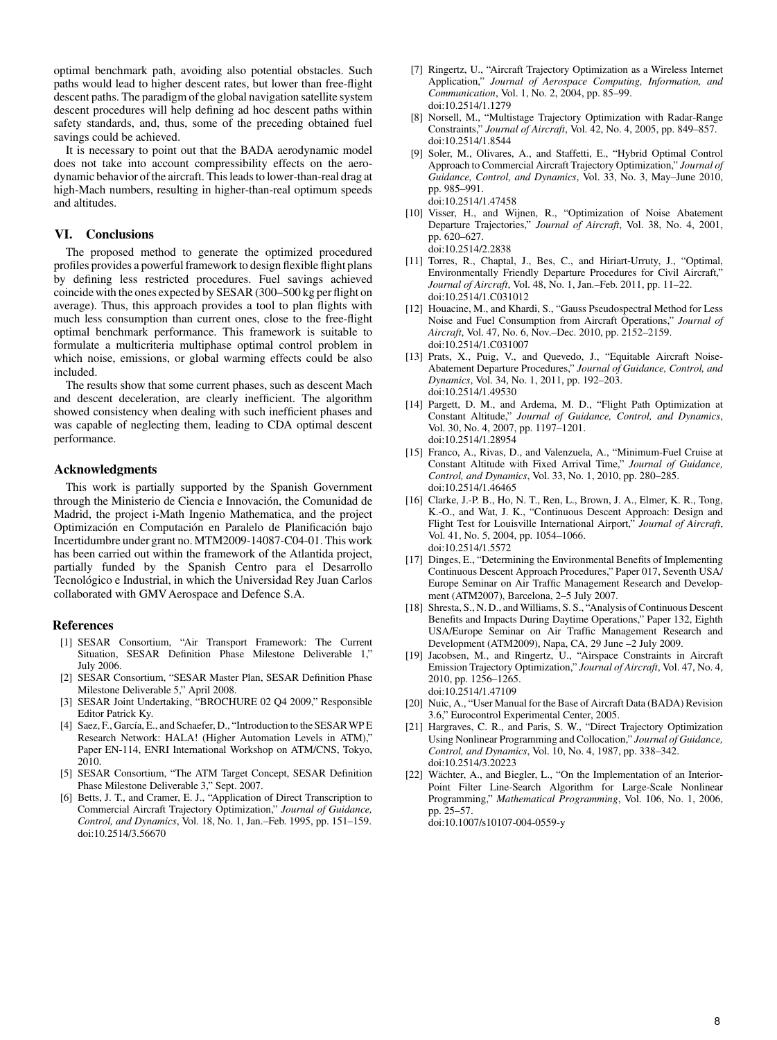optimal benchmark path, avoiding also potential obstacles. Such paths would lead to higher descent rates, but lower than free-flight descent paths. The paradigm of the global navigation satellite system descent procedures will help defining ad hoc descent paths within safety standards, and, thus, some of the preceding obtained fuel savings could be achieved.

It is necessary to point out that the BADA aerodynamic model does not take into account compressibility effects on the aerodynamic behavior of the aircraft. This leads to lower-than-real drag at high-Mach numbers, resulting in higher-than-real optimum speeds and altitudes.

## VI. Conclusions

The proposed method to generate the optimized procedured profiles provides a powerful framework to design flexible flight plans by defining less restricted procedures. Fuel savings achieved coincide with the ones expected by SESAR (300–500 kg per flight on average). Thus, this approach provides a tool to plan flights with much less consumption than current ones, close to the free-flight optimal benchmark performance. This framework is suitable to formulate a multicriteria multiphase optimal control problem in which noise, emissions, or global warming effects could be also included.

The results show that some current phases, such as descent Mach and descent deceleration, are clearly inefficient. The algorithm showed consistency when dealing with such inefficient phases and was capable of neglecting them, leading to CDA optimal descent performance.

## Acknowledgments

This work is partially supported by the Spanish Government through the Ministerio de Ciencia e Innovación, the Comunidad de Madrid, the project i-Math Ingenio Mathematica, and the project Optimización en Computación en Paralelo de Planificación bajo Incertidumbre under grant no. MTM2009-14087-C04-01. This work has been carried out within the framework of the Atlantida project, partially funded by the Spanish Centro para el Desarrollo Tecnológico e Industrial, in which the Universidad Rey Juan Carlos collaborated with GMV Aerospace and Defence S.A.

## References

[1] SESAR Consortium, "Air Transport Framework: The Current Situation, SESAR Definition Phase Milestone Deliverable 1," July 2006.

[2] SESAR Consortium, "SESAR Master Plan, SESAR Definition Phase Milestone Deliverable 5," April 2008.

[3] SESAR Joint Undertaking, "BROCHURE 02 Q4 2009," Responsible Editor Patrick Ky.

[4] Saez, F., García, E., and Schaefer, D., "Introduction to the SESAR WP E Research Network: HALA! (Higher Automation Levels in ATM)," Paper EN-114, ENRI International Workshop on ATM/CNS, Tokyo, 2010.

[5] SESAR Consortium, "The ATM Target Concept, SESAR Definition Phase Milestone Deliverable 3," Sept. 2007.

[6] Betts, J. T., and Cramer, E. J., "Application of Direct Transcription to Commercial Aircraft Trajectory Optimization," *Journal of Guidance, Control, and Dynamics*, Vol. 18, No. 1, Jan.–Feb. 1995, pp. 151–159. doi:10.2514/3.56670

[7] Ringertz, U., "Aircraft Trajectory Optimization as a Wireless Internet Application," *Journal of Aerospace Computing, Information, and Communication*, Vol. 1, No. 2, 2004, pp. 85–99. doi:10.2514/1.1279

[8] Norsell, M., "Multistage Trajectory Optimization with Radar-Range Constraints," *Journal of Aircraft*, Vol. 42, No. 4, 2005, pp. 849–857. doi:10.2514/1.8544

[9] Soler, M., Olivares, A., and Staffetti, E., "Hybrid Optimal Control Approach to Commercial Aircraft Trajectory Optimization," *Journal of Guidance, Control, and Dynamics*, Vol. 33, No. 3, May–June 2010, pp. 985–991. doi:10.2514/1.47458

[10] Visser, H., and Wijnen, R., "Optimization of Noise Abatement Departure Trajectories," *Journal of Aircraft*, Vol. 38, No. 4, 2001, pp. 620–627. doi:10.2514/2.2838

[11] Torres, R., Chaptal, J., Bes, C., and Hiriart-Urruty, J., "Optimal, Environmentally Friendly Departure Procedures for Civil Aircraft," *Journal of Aircraft*, Vol. 48, No. 1, Jan.–Feb. 2011, pp. 11–22. doi:10.2514/1.C031012

[12] Houacine, M., and Khardi, S., "Gauss Pseudospectral Method for Less Noise and Fuel Consumption from Aircraft Operations," *Journal of Aircraft*, Vol. 47, No. 6, Nov.–Dec. 2010, pp. 2152–2159. doi:10.2514/1.C031007

[13] Prats, X., Puig, V., and Quevedo, J., "Equitable Aircraft Noise-Abatement Departure Procedures," *Journal of Guidance, Control, and Dynamics*, Vol. 34, No. 1, 2011, pp. 192–203. doi:10.2514/1.49530

[14] Pargett, D. M., and Ardema, M. D., "Flight Path Optimization at Constant Altitude," *Journal of Guidance, Control, and Dynamics*, Vol. 30, No. 4, 2007, pp. 1197–1201. doi:10.2514/1.28954

[15] Franco, A., Rivas, D., and Valenzuela, A., "Minimum-Fuel Cruise at Constant Altitude with Fixed Arrival Time," *Journal of Guidance, Control, and Dynamics*, Vol. 33, No. 1, 2010, pp. 280–285. doi:10.2514/1.46465

[16] Clarke, J.-P. B., Ho, N. T., Ren, L., Brown, J. A., Elmer, K. R., Tong, K.-O., and Wat, J. K., "Continuous Descent Approach: Design and Flight Test for Louisville International Airport," *Journal of Aircraft*, Vol. 41, No. 5, 2004, pp. 1054–1066. doi:10.2514/1.5572

[17] Dinges, E., "Determining the Environmental Benefits of Implementing Continuous Descent Approach Procedures," Paper 017, Seventh USA/Europe Seminar on Air Traffic Management Research and Development (ATM2007), Barcelona, 2–5 July 2007.

[18] Shresta, S., N. D., and Williams, S. S., "Analysis of Continuous Descent Benefits and Impacts During Daytime Operations," Paper 132, Eighth USA/Europe Seminar on Air Traffic Management Research and Development (ATM2009), Napa, CA, 29 June –2 July 2009.

[19] Jacobsen, M., and Ringertz, U., "Airspace Constraints in Aircraft Emission Trajectory Optimization," *Journal of Aircraft*, Vol. 47, No. 4, 2010, pp. 1256–1265. doi:10.2514/1.47109

[20] Nuic, A., "User Manual for the Base of Aircraft Data (BADA) Revision 3.6," Eurocontrol Experimental Center, 2005.

[21] Hargraves, C. R., and Paris, S. W., "Direct Trajectory Optimization Using Nonlinear Programming and Collocation," *Journal of Guidance, Control, and Dynamics*, Vol. 10, No. 4, 1987, pp. 338–342. doi:10.2514/3.20223

[22] Wächter, A., and Biegler, L., "On the Implementation of an Interior-Point Filter Line-Search Algorithm for Large-Scale Nonlinear Programming," *Mathematical Programming*, Vol. 106, No. 1, 2006, pp. 25–57. doi:10.1007/s10107-004-0559-y